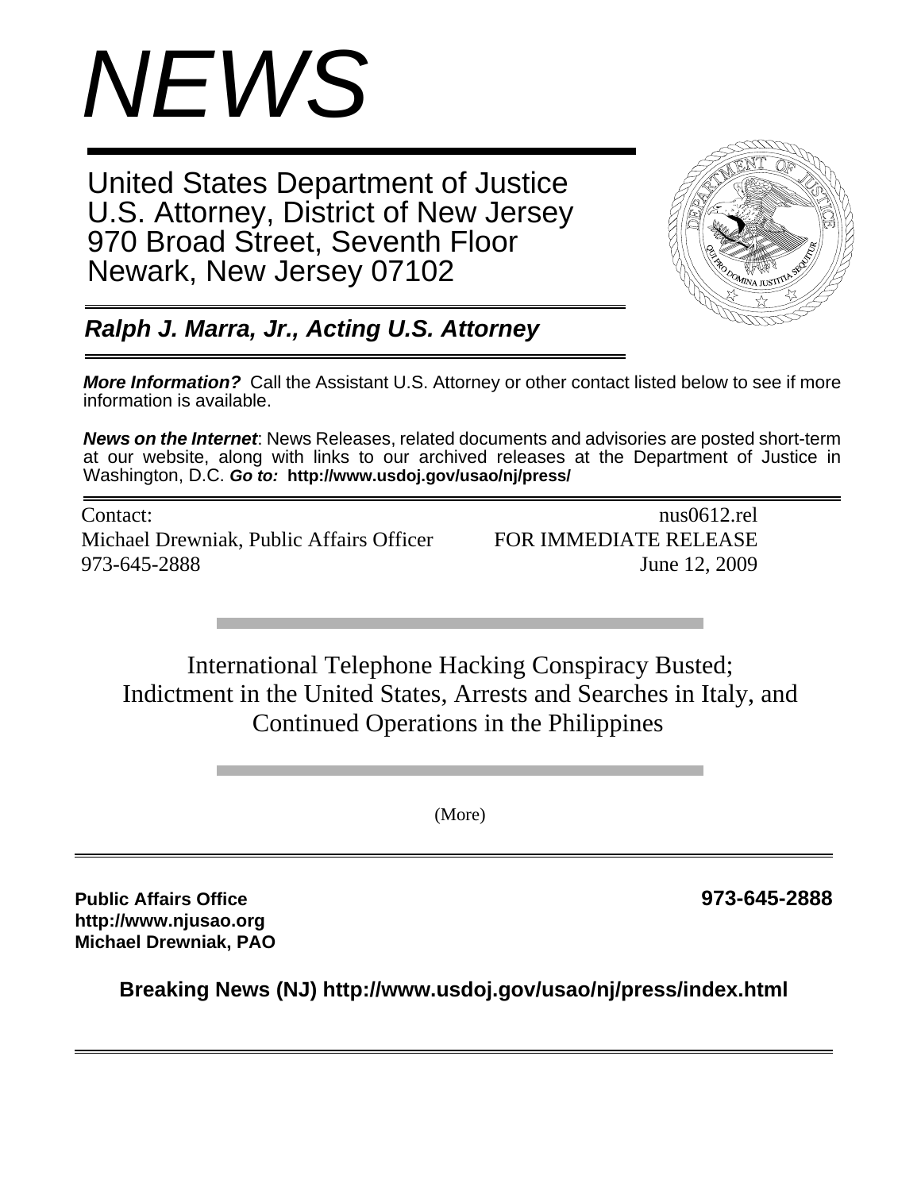# *NEWS*

United States Department of Justice
U.S. Attorney, District of New Jersey
970 Broad Street, Seventh Floor
Newark, New Jersey 07102

***Ralph J. Marra, Jr., Acting U.S. Attorney***

***More Information?*** Call the Assistant U.S. Attorney or other contact listed below to see if more information is available.

***News on the Internet***: News Releases, related documents and advisories are posted short-term at our website, along with links to our archived releases at the Department of Justice in Washington, D.C. ***Go to:*** **http://www.usdoj.gov/usao/nj/press/**

Contact:
Michael Drewniak, Public Affairs Officer
973-645-2888

nus0612.rel
FOR IMMEDIATE RELEASE
June 12, 2009

## International Telephone Hacking Conspiracy Busted; Indictment in the United States, Arrests and Searches in Italy, and Continued Operations in the Philippines

(More)

**Public Affairs Office**
**http://www.njusao.org**
**Michael Drewniak, PAO**

**973-645-2888**

**Breaking News (NJ) http://www.usdoj.gov/usao/nj/press/index.html**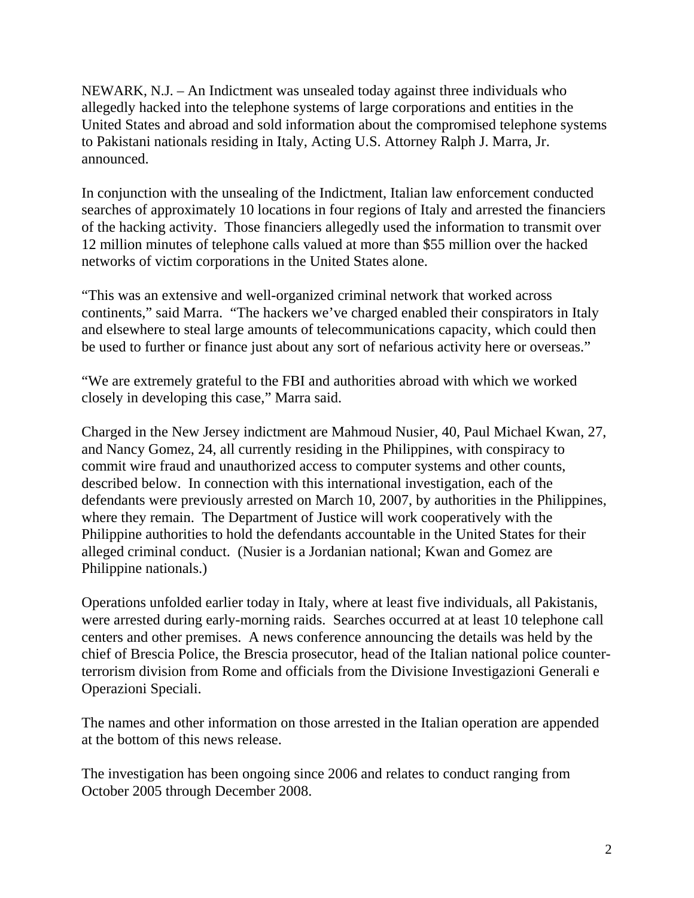NEWARK, N.J. – An Indictment was unsealed today against three individuals who allegedly hacked into the telephone systems of large corporations and entities in the United States and abroad and sold information about the compromised telephone systems to Pakistani nationals residing in Italy, Acting U.S. Attorney Ralph J. Marra, Jr. announced.

In conjunction with the unsealing of the Indictment, Italian law enforcement conducted searches of approximately 10 locations in four regions of Italy and arrested the financiers of the hacking activity. Those financiers allegedly used the information to transmit over 12 million minutes of telephone calls valued at more than $55 million over the hacked networks of victim corporations in the United States alone.

"This was an extensive and well-organized criminal network that worked across continents," said Marra. "The hackers we've charged enabled their conspirators in Italy and elsewhere to steal large amounts of telecommunications capacity, which could then be used to further or finance just about any sort of nefarious activity here or overseas."

"We are extremely grateful to the FBI and authorities abroad with which we worked closely in developing this case," Marra said.

Charged in the New Jersey indictment are Mahmoud Nusier, 40, Paul Michael Kwan, 27, and Nancy Gomez, 24, all currently residing in the Philippines, with conspiracy to commit wire fraud and unauthorized access to computer systems and other counts, described below. In connection with this international investigation, each of the defendants were previously arrested on March 10, 2007, by authorities in the Philippines, where they remain. The Department of Justice will work cooperatively with the Philippine authorities to hold the defendants accountable in the United States for their alleged criminal conduct. (Nusier is a Jordanian national; Kwan and Gomez are Philippine nationals.)

Operations unfolded earlier today in Italy, where at least five individuals, all Pakistanis, were arrested during early-morning raids. Searches occurred at at least 10 telephone call centers and other premises. A news conference announcing the details was held by the chief of Brescia Police, the Brescia prosecutor, head of the Italian national police counter-terrorism division from Rome and officials from the Divisione Investigazioni Generali e Operazioni Speciali.

The names and other information on those arrested in the Italian operation are appended at the bottom of this news release.

The investigation has been ongoing since 2006 and relates to conduct ranging from October 2005 through December 2008.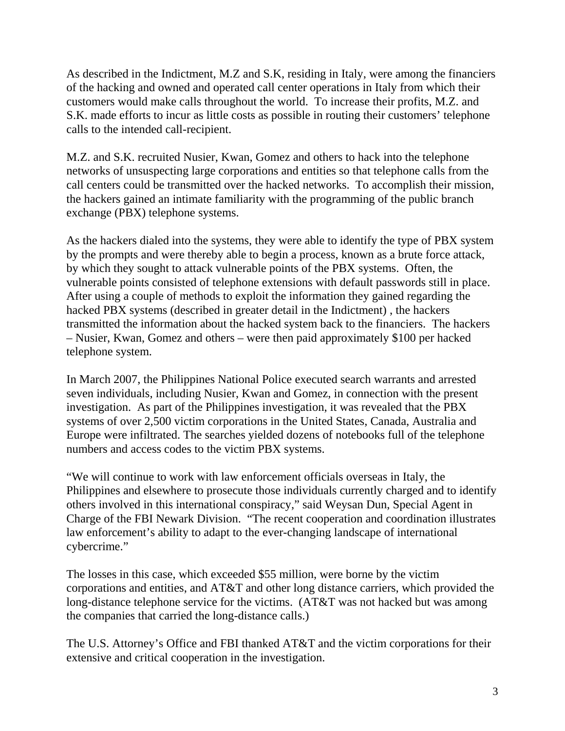As described in the Indictment, M.Z and S.K, residing in Italy, were among the financiers of the hacking and owned and operated call center operations in Italy from which their customers would make calls throughout the world. To increase their profits, M.Z. and S.K. made efforts to incur as little costs as possible in routing their customers' telephone calls to the intended call-recipient.

M.Z. and S.K. recruited Nusier, Kwan, Gomez and others to hack into the telephone networks of unsuspecting large corporations and entities so that telephone calls from the call centers could be transmitted over the hacked networks. To accomplish their mission, the hackers gained an intimate familiarity with the programming of the public branch exchange (PBX) telephone systems.

As the hackers dialed into the systems, they were able to identify the type of PBX system by the prompts and were thereby able to begin a process, known as a brute force attack, by which they sought to attack vulnerable points of the PBX systems. Often, the vulnerable points consisted of telephone extensions with default passwords still in place. After using a couple of methods to exploit the information they gained regarding the hacked PBX systems (described in greater detail in the Indictment) , the hackers transmitted the information about the hacked system back to the financiers. The hackers – Nusier, Kwan, Gomez and others – were then paid approximately $100 per hacked telephone system.

In March 2007, the Philippines National Police executed search warrants and arrested seven individuals, including Nusier, Kwan and Gomez, in connection with the present investigation. As part of the Philippines investigation, it was revealed that the PBX systems of over 2,500 victim corporations in the United States, Canada, Australia and Europe were infiltrated. The searches yielded dozens of notebooks full of the telephone numbers and access codes to the victim PBX systems.

"We will continue to work with law enforcement officials overseas in Italy, the Philippines and elsewhere to prosecute those individuals currently charged and to identify others involved in this international conspiracy," said Weysan Dun, Special Agent in Charge of the FBI Newark Division. "The recent cooperation and coordination illustrates law enforcement's ability to adapt to the ever-changing landscape of international cybercrime."

The losses in this case, which exceeded $55 million, were borne by the victim corporations and entities, and AT&T and other long distance carriers, which provided the long-distance telephone service for the victims. (AT&T was not hacked but was among the companies that carried the long-distance calls.)

The U.S. Attorney's Office and FBI thanked AT&T and the victim corporations for their extensive and critical cooperation in the investigation.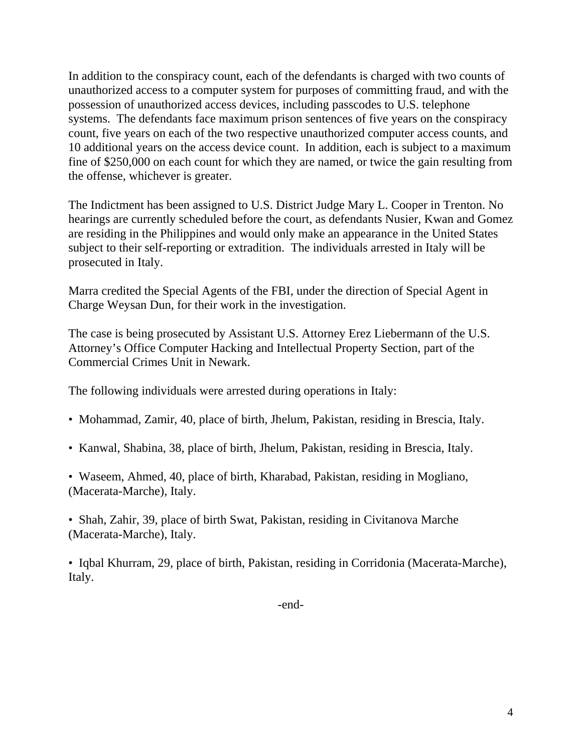In addition to the conspiracy count, each of the defendants is charged with two counts of unauthorized access to a computer system for purposes of committing fraud, and with the possession of unauthorized access devices, including passcodes to U.S. telephone systems. The defendants face maximum prison sentences of five years on the conspiracy count, five years on each of the two respective unauthorized computer access counts, and 10 additional years on the access device count. In addition, each is subject to a maximum fine of $250,000 on each count for which they are named, or twice the gain resulting from the offense, whichever is greater.

The Indictment has been assigned to U.S. District Judge Mary L. Cooper in Trenton. No hearings are currently scheduled before the court, as defendants Nusier, Kwan and Gomez are residing in the Philippines and would only make an appearance in the United States subject to their self-reporting or extradition. The individuals arrested in Italy will be prosecuted in Italy.

Marra credited the Special Agents of the FBI, under the direction of Special Agent in Charge Weysan Dun, for their work in the investigation.

The case is being prosecuted by Assistant U.S. Attorney Erez Liebermann of the U.S. Attorney's Office Computer Hacking and Intellectual Property Section, part of the Commercial Crimes Unit in Newark.

The following individuals were arrested during operations in Italy:

- Mohammad, Zamir, 40, place of birth, Jhelum, Pakistan, residing in Brescia, Italy.

- Kanwal, Shabina, 38, place of birth, Jhelum, Pakistan, residing in Brescia, Italy.

- Waseem, Ahmed, 40, place of birth, Kharabad, Pakistan, residing in Mogliano, (Macerata-Marche), Italy.

- Shah, Zahir, 39, place of birth Swat, Pakistan, residing in Civitanova Marche (Macerata-Marche), Italy.

- Iqbal Khurram, 29, place of birth, Pakistan, residing in Corridonia (Macerata-Marche), Italy.

-end-